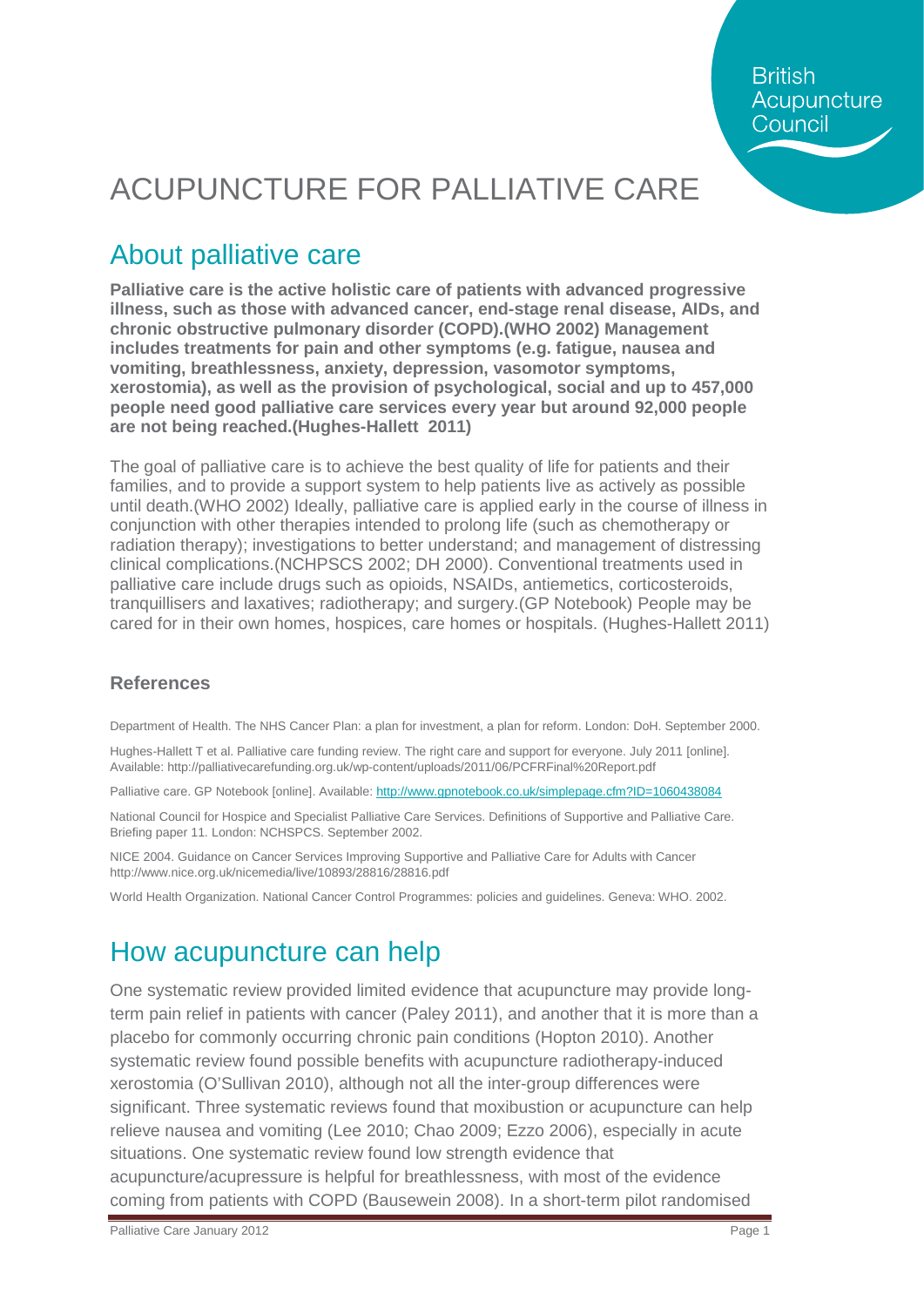British Acupuncture Council

# ACUPUNCTURE FOR PALLIATIVE CARE

## About palliative care

**Palliative care is the active holistic care of patients with advanced progressive illness, such as those with advanced cancer, end-stage renal disease, AIDs, and chronic obstructive pulmonary disorder (COPD).(WHO 2002) Management includes treatments for pain and other symptoms (e.g. fatigue, nausea and vomiting, breathlessness, anxiety, depression, vasomotor symptoms, xerostomia), as well as the provision of psychological, social and up to 457,000 people need good palliative care services every year but around 92,000 people are not being reached.(Hughes-Hallett 2011)**

The goal of palliative care is to achieve the best quality of life for patients and their families, and to provide a support system to help patients live as actively as possible until death.(WHO 2002) Ideally, palliative care is applied early in the course of illness in conjunction with other therapies intended to prolong life (such as chemotherapy or radiation therapy); investigations to better understand; and management of distressing clinical complications.(NCHPSCS 2002; DH 2000). Conventional treatments used in palliative care include drugs such as opioids, NSAIDs, antiemetics, corticosteroids, tranquillisers and laxatives; radiotherapy; and surgery.(GP Notebook) People may be cared for in their own homes, hospices, care homes or hospitals. (Hughes-Hallett 2011)

### References

Department of Health. The NHS Cancer Plan: a plan for investment, a plan for reform. London: DoH. September 2000.

Hughes-Hallett T et al. Palliative care funding review. The right care and support for everyone. July 2011 [online]. Available: http://palliativecarefunding.org.uk/wp-content/uploads/2011/06/PCFRFinal%20Report.pdf

Palliative care. GP Notebook [online]. Available: http://www.gpnotebook.co.uk/simplepage.cfm?ID=1060438084

National Council for Hospice and Specialist Palliative Care Services. Definitions of Supportive and Palliative Care. Briefing paper 11. London: NCHSPCS. September 2002.

NICE 2004. Guidance on Cancer Services Improving Supportive and Palliative Care for Adults with Cancer http://www.nice.org.uk/nicemedia/live/10893/28816/28816.pdf

World Health Organization. National Cancer Control Programmes: policies and guidelines. Geneva: WHO. 2002.

## How acupuncture can help

One systematic review provided limited evidence that acupuncture may provide long-term pain relief in patients with cancer (Paley 2011), and another that it is more than a placebo for commonly occurring chronic pain conditions (Hopton 2010). Another systematic review found possible benefits with acupuncture radiotherapy-induced xerostomia (O'Sullivan 2010), although not all the inter-group differences were significant. Three systematic reviews found that moxibustion or acupuncture can help relieve nausea and vomiting (Lee 2010; Chao 2009; Ezzo 2006), especially in acute situations. One systematic review found low strength evidence that acupuncture/acupressure is helpful for breathlessness, with most of the evidence coming from patients with COPD (Bausewein 2008). In a short-term pilot randomised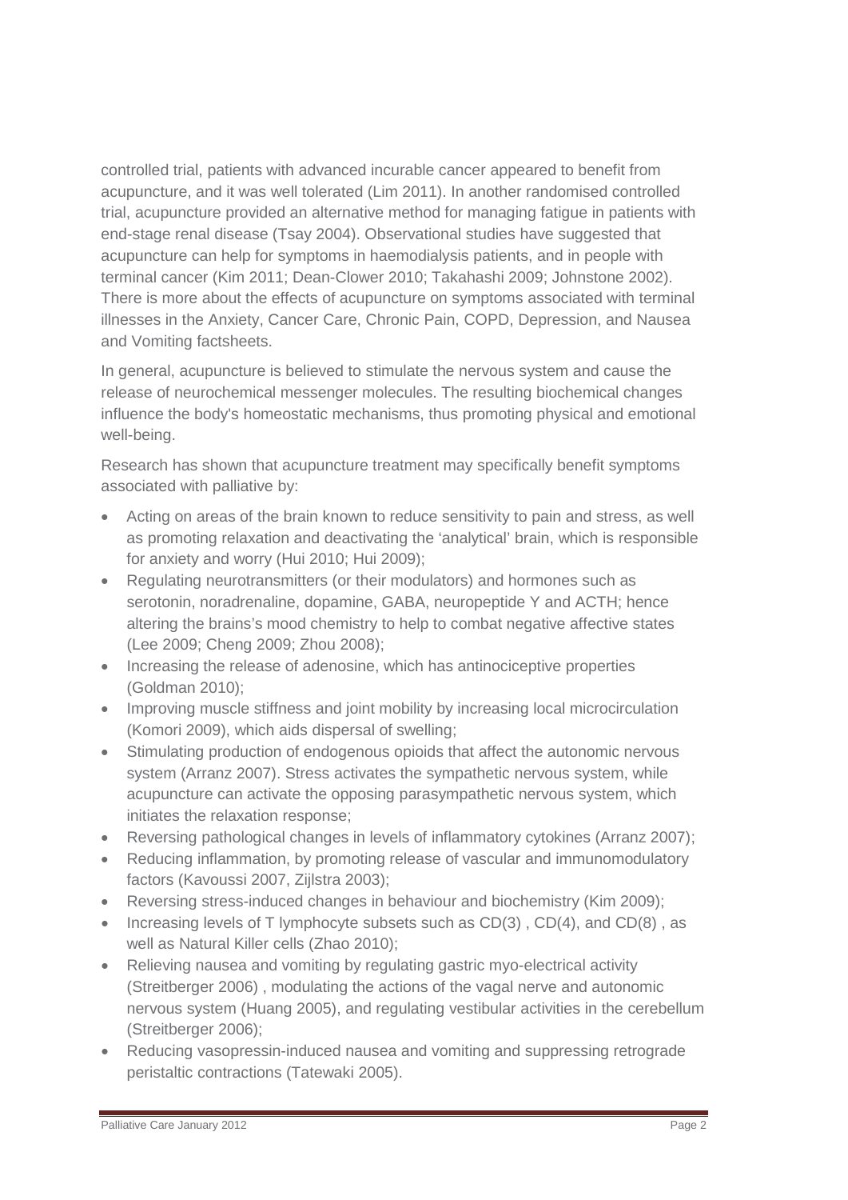controlled trial, patients with advanced incurable cancer appeared to benefit from acupuncture, and it was well tolerated (Lim 2011). In another randomised controlled trial, acupuncture provided an alternative method for managing fatigue in patients with end-stage renal disease (Tsay 2004). Observational studies have suggested that acupuncture can help for symptoms in haemodialysis patients, and in people with terminal cancer (Kim 2011; Dean-Clower 2010; Takahashi 2009; Johnstone 2002). There is more about the effects of acupuncture on symptoms associated with terminal illnesses in the Anxiety, Cancer Care, Chronic Pain, COPD, Depression, and Nausea and Vomiting factsheets.

In general, acupuncture is believed to stimulate the nervous system and cause the release of neurochemical messenger molecules. The resulting biochemical changes influence the body's homeostatic mechanisms, thus promoting physical and emotional well-being.

Research has shown that acupuncture treatment may specifically benefit symptoms associated with palliative by:

- Acting on areas of the brain known to reduce sensitivity to pain and stress, as well as promoting relaxation and deactivating the 'analytical' brain, which is responsible for anxiety and worry (Hui 2010; Hui 2009);
- Regulating neurotransmitters (or their modulators) and hormones such as serotonin, noradrenaline, dopamine, GABA, neuropeptide Y and ACTH; hence altering the brains's mood chemistry to help to combat negative affective states (Lee 2009; Cheng 2009; Zhou 2008);
- Increasing the release of adenosine, which has antinociceptive properties (Goldman 2010);
- Improving muscle stiffness and joint mobility by increasing local microcirculation (Komori 2009), which aids dispersal of swelling;
- Stimulating production of endogenous opioids that affect the autonomic nervous system (Arranz 2007). Stress activates the sympathetic nervous system, while acupuncture can activate the opposing parasympathetic nervous system, which initiates the relaxation response;
- Reversing pathological changes in levels of inflammatory cytokines (Arranz 2007);
- Reducing inflammation, by promoting release of vascular and immunomodulatory factors (Kavoussi 2007, Zijlstra 2003);
- Reversing stress-induced changes in behaviour and biochemistry (Kim 2009);
- Increasing levels of T lymphocyte subsets such as CD(3) , CD(4), and CD(8) , as well as Natural Killer cells (Zhao 2010);
- Relieving nausea and vomiting by regulating gastric myo-electrical activity (Streitberger 2006) , modulating the actions of the vagal nerve and autonomic nervous system (Huang 2005), and regulating vestibular activities in the cerebellum (Streitberger 2006);
- Reducing vasopressin-induced nausea and vomiting and suppressing retrograde peristaltic contractions (Tatewaki 2005).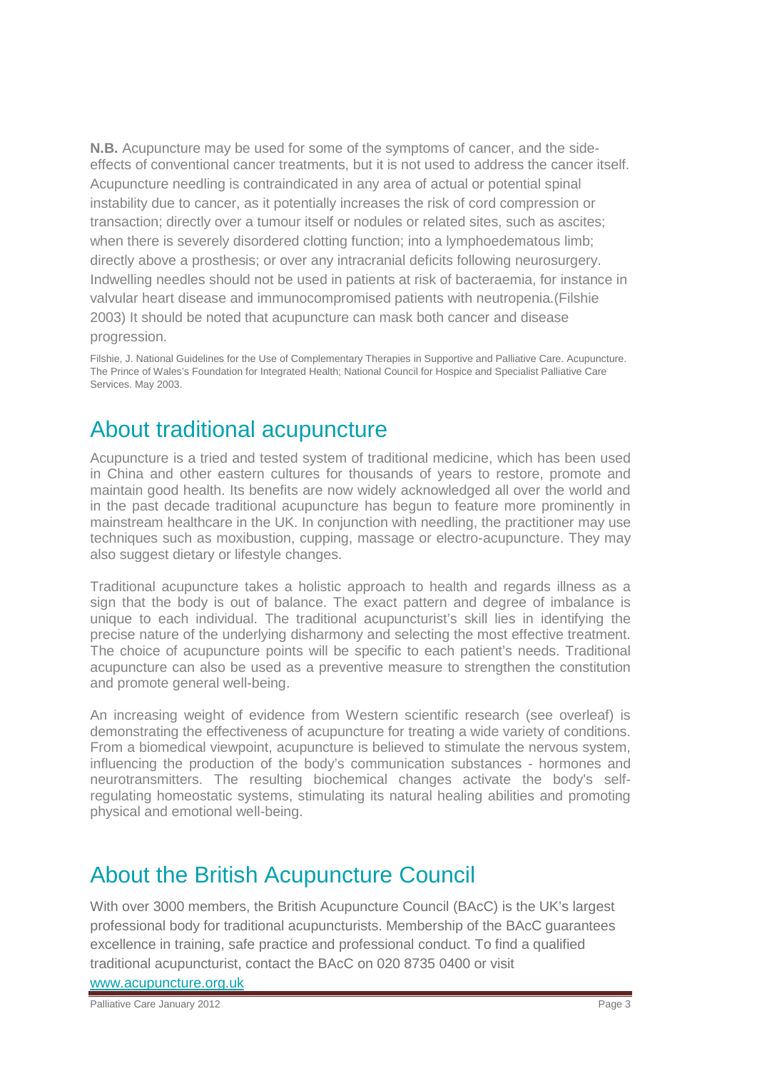**N.B.** Acupuncture may be used for some of the symptoms of cancer, and the side-effects of conventional cancer treatments, but it is not used to address the cancer itself. Acupuncture needling is contraindicated in any area of actual or potential spinal instability due to cancer, as it potentially increases the risk of cord compression or transaction; directly over a tumour itself or nodules or related sites, such as ascites; when there is severely disordered clotting function; into a lymphoedematous limb; directly above a prosthesis; or over any intracranial deficits following neurosurgery. Indwelling needles should not be used in patients at risk of bacteraemia, for instance in valvular heart disease and immunocompromised patients with neutropenia.(Filshie 2003) It should be noted that acupuncture can mask both cancer and disease progression.

Filshie, J. National Guidelines for the Use of Complementary Therapies in Supportive and Palliative Care. Acupuncture. The Prince of Wales's Foundation for Integrated Health; National Council for Hospice and Specialist Palliative Care Services. May 2003.

## About traditional acupuncture

Acupuncture is a tried and tested system of traditional medicine, which has been used in China and other eastern cultures for thousands of years to restore, promote and maintain good health. Its benefits are now widely acknowledged all over the world and in the past decade traditional acupuncture has begun to feature more prominently in mainstream healthcare in the UK. In conjunction with needling, the practitioner may use techniques such as moxibustion, cupping, massage or electro-acupuncture. They may also suggest dietary or lifestyle changes.

Traditional acupuncture takes a holistic approach to health and regards illness as a sign that the body is out of balance. The exact pattern and degree of imbalance is unique to each individual. The traditional acupuncturist's skill lies in identifying the precise nature of the underlying disharmony and selecting the most effective treatment. The choice of acupuncture points will be specific to each patient's needs. Traditional acupuncture can also be used as a preventive measure to strengthen the constitution and promote general well-being.

An increasing weight of evidence from Western scientific research (see overleaf) is demonstrating the effectiveness of acupuncture for treating a wide variety of conditions. From a biomedical viewpoint, acupuncture is believed to stimulate the nervous system, influencing the production of the body's communication substances - hormones and neurotransmitters. The resulting biochemical changes activate the body's self-regulating homeostatic systems, stimulating its natural healing abilities and promoting physical and emotional well-being.

## About the British Acupuncture Council

With over 3000 members, the British Acupuncture Council (BAcC) is the UK's largest professional body for traditional acupuncturists. Membership of the BAcC guarantees excellence in training, safe practice and professional conduct. To find a qualified traditional acupuncturist, contact the BAcC on 020 8735 0400 or visit www.acupuncture.org.uk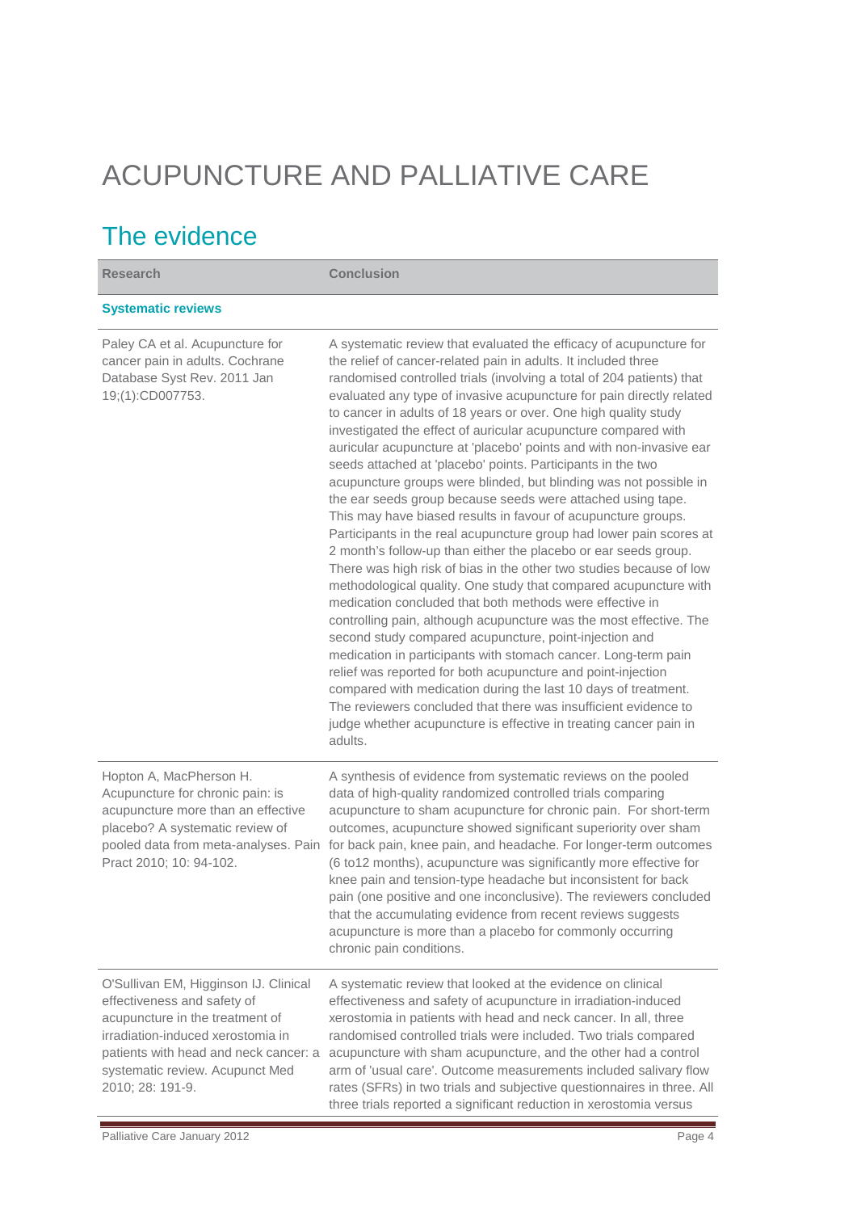# ACUPUNCTURE AND PALLIATIVE CARE

## The evidence

| Research | Conclusion |
| --- | --- |
| **Systematic reviews** | |
| Paley CA et al. Acupuncture for cancer pain in adults. Cochrane Database Syst Rev. 2011 Jan 19;(1):CD007753. | A systematic review that evaluated the efficacy of acupuncture for the relief of cancer-related pain in adults. It included three randomised controlled trials (involving a total of 204 patients) that evaluated any type of invasive acupuncture for pain directly related to cancer in adults of 18 years or over. One high quality study investigated the effect of auricular acupuncture compared with auricular acupuncture at 'placebo' points and with non-invasive ear seeds attached at 'placebo' points. Participants in the two acupuncture groups were blinded, but blinding was not possible in the ear seeds group because seeds were attached using tape. This may have biased results in favour of acupuncture groups. Participants in the real acupuncture group had lower pain scores at 2 month's follow-up than either the placebo or ear seeds group. There was high risk of bias in the other two studies because of low methodological quality. One study that compared acupuncture with medication concluded that both methods were effective in controlling pain, although acupuncture was the most effective. The second study compared acupuncture, point-injection and medication in participants with stomach cancer. Long-term pain relief was reported for both acupuncture and point-injection compared with medication during the last 10 days of treatment. The reviewers concluded that there was insufficient evidence to judge whether acupuncture is effective in treating cancer pain in adults. |
| Hopton A, MacPherson H. Acupuncture for chronic pain: is acupuncture more than an effective placebo? A systematic review of pooled data from meta-analyses. Pain Pract 2010; 10: 94-102. | A synthesis of evidence from systematic reviews on the pooled data of high-quality randomized controlled trials comparing acupuncture to sham acupuncture for chronic pain. For short-term outcomes, acupuncture showed significant superiority over sham for back pain, knee pain, and headache. For longer-term outcomes (6 to12 months), acupuncture was significantly more effective for knee pain and tension-type headache but inconsistent for back pain (one positive and one inconclusive). The reviewers concluded that the accumulating evidence from recent reviews suggests acupuncture is more than a placebo for commonly occurring chronic pain conditions. |
| O'Sullivan EM, Higginson IJ. Clinical effectiveness and safety of acupuncture in the treatment of irradiation-induced xerostomia in patients with head and neck cancer: a systematic review. Acupunct Med 2010; 28: 191-9. | A systematic review that looked at the evidence on clinical effectiveness and safety of acupuncture in irradiation-induced xerostomia in patients with head and neck cancer. In all, three randomised controlled trials were included. Two trials compared acupuncture with sham acupuncture, and the other had a control arm of 'usual care'. Outcome measurements included salivary flow rates (SFRs) in two trials and subjective questionnaires in three. All three trials reported a significant reduction in xerostomia versus |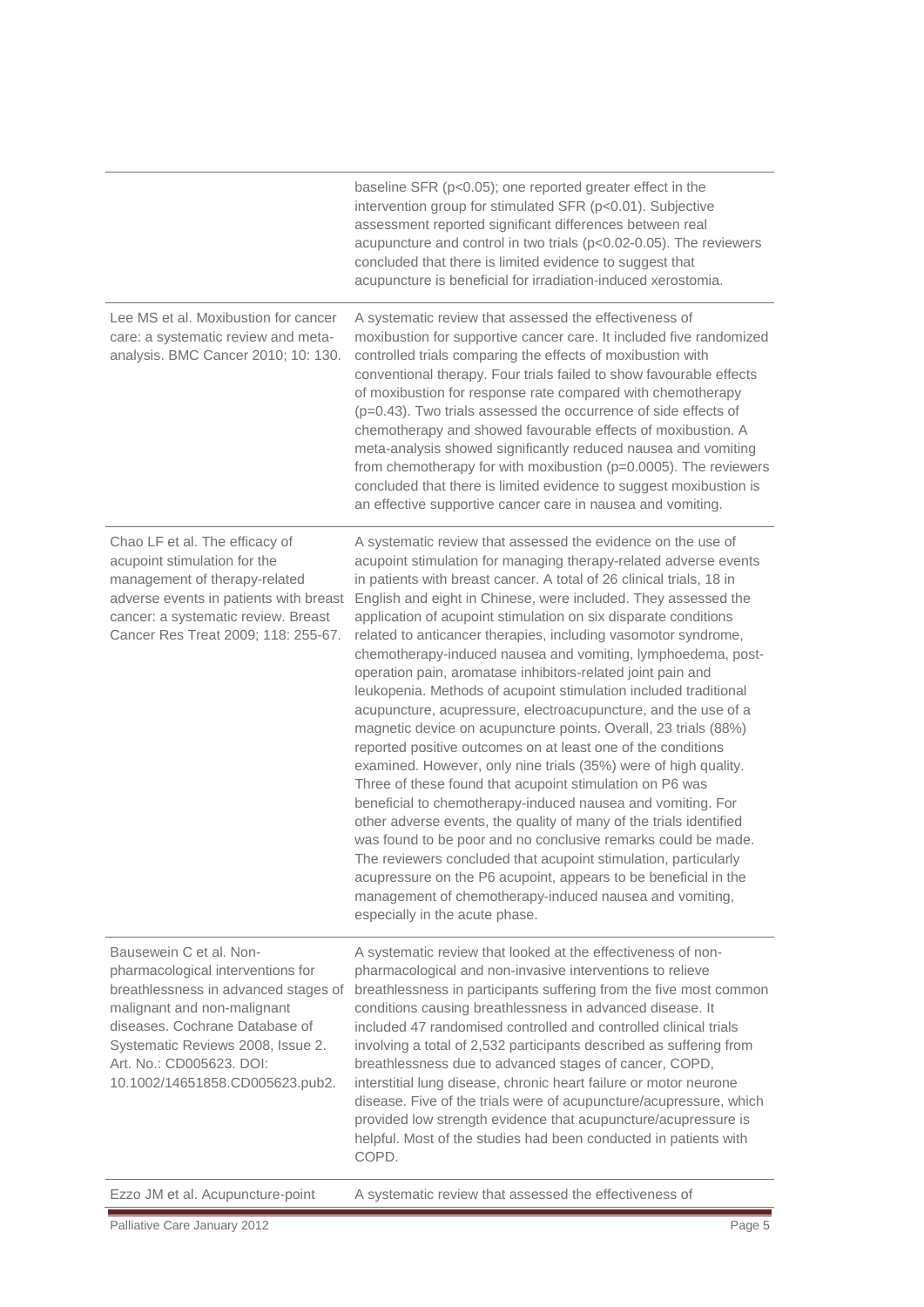| | |
|---|---|
| | baseline SFR ($p<0.05$); one reported greater effect in the intervention group for stimulated SFR ($p<0.01$). Subjective assessment reported significant differences between real acupuncture and control in two trials ($p<0.02$-$0.05$). The reviewers concluded that there is limited evidence to suggest that acupuncture is beneficial for irradiation-induced xerostomia. |
| Lee MS et al. Moxibustion for cancer care: a systematic review and meta-analysis. BMC Cancer 2010; 10: 130. | A systematic review that assessed the effectiveness of moxibustion for supportive cancer care. It included five randomized controlled trials comparing the effects of moxibustion with conventional therapy. Four trials failed to show favourable effects of moxibustion for response rate compared with chemotherapy ($p=0.43$). Two trials assessed the occurrence of side effects of chemotherapy and showed favourable effects of moxibustion. A meta-analysis showed significantly reduced nausea and vomiting from chemotherapy for with moxibustion ($p=0.0005$). The reviewers concluded that there is limited evidence to suggest moxibustion is an effective supportive cancer care in nausea and vomiting. |
| Chao LF et al. The efficacy of acupoint stimulation for the management of therapy-related adverse events in patients with breast cancer: a systematic review. Breast Cancer Res Treat 2009; 118: 255-67. | A systematic review that assessed the evidence on the use of acupoint stimulation for managing therapy-related adverse events in patients with breast cancer. A total of 26 clinical trials, 18 in English and eight in Chinese, were included. They assessed the application of acupoint stimulation on six disparate conditions related to anticancer therapies, including vasomotor syndrome, chemotherapy-induced nausea and vomiting, lymphoedema, post-operation pain, aromatase inhibitors-related joint pain and leukopenia. Methods of acupoint stimulation included traditional acupuncture, acupressure, electroacupuncture, and the use of a magnetic device on acupuncture points. Overall, 23 trials (88%) reported positive outcomes on at least one of the conditions examined. However, only nine trials (35%) were of high quality. Three of these found that acupoint stimulation on P6 was beneficial to chemotherapy-induced nausea and vomiting. For other adverse events, the quality of many of the trials identified was found to be poor and no conclusive remarks could be made. The reviewers concluded that acupoint stimulation, particularly acupressure on the P6 acupoint, appears to be beneficial in the management of chemotherapy-induced nausea and vomiting, especially in the acute phase. |
| Bausewein C et al. Non-pharmacological interventions for breathlessness in advanced stages of malignant and non-malignant diseases. Cochrane Database of Systematic Reviews 2008, Issue 2. Art. No.: CD005623. DOI: 10.1002/14651858.CD005623.pub2. | A systematic review that looked at the effectiveness of non-pharmacological and non-invasive interventions to relieve breathlessness in participants suffering from the five most common conditions causing breathlessness in advanced disease. It included 47 randomised controlled and controlled clinical trials involving a total of 2,532 participants described as suffering from breathlessness due to advanced stages of cancer, COPD, interstitial lung disease, chronic heart failure or motor neurone disease. Five of the trials were of acupuncture/acupressure, which provided low strength evidence that acupuncture/acupressure is helpful. Most of the studies had been conducted in patients with COPD. |
| Ezzo JM et al. Acupuncture-point | A systematic review that assessed the effectiveness of |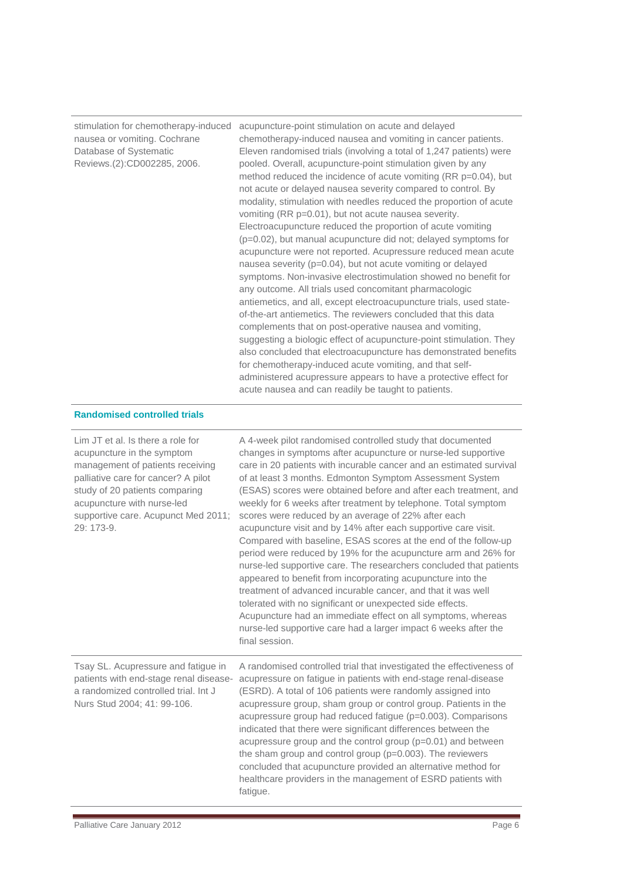| | |
|---|---|
| stimulation for chemotherapy-induced nausea or vomiting. Cochrane Database of Systematic Reviews.(2):CD002285, 2006. | acupuncture-point stimulation on acute and delayed chemotherapy-induced nausea and vomiting in cancer patients. Eleven randomised trials (involving a total of 1,247 patients) were pooled. Overall, acupuncture-point stimulation given by any method reduced the incidence of acute vomiting (RR p=0.04), but not acute or delayed nausea severity compared to control. By modality, stimulation with needles reduced the proportion of acute vomiting (RR p=0.01), but not acute nausea severity. Electroacupuncture reduced the proportion of acute vomiting (p=0.02), but manual acupuncture did not; delayed symptoms for acupuncture were not reported. Acupressure reduced mean acute nausea severity (p=0.04), but not acute vomiting or delayed symptoms. Non-invasive electrostimulation showed no benefit for any outcome. All trials used concomitant pharmacologic antiemetics, and all, except electroacupuncture trials, used state-of-the-art antiemetics. The reviewers concluded that this data complements that on post-operative nausea and vomiting, suggesting a biologic effect of acupuncture-point stimulation. They also concluded that electroacupuncture has demonstrated benefits for chemotherapy-induced acute vomiting, and that self-administered acupressure appears to have a protective effect for acute nausea and can readily be taught to patients. |

**Randomised controlled trials**

| | |
|---|---|
| Lim JT et al. Is there a role for acupuncture in the symptom management of patients receiving palliative care for cancer? A pilot study of 20 patients comparing acupuncture with nurse-led supportive care. Acupunct Med 2011; 29: 173-9. | A 4-week pilot randomised controlled study that documented changes in symptoms after acupuncture or nurse-led supportive care in 20 patients with incurable cancer and an estimated survival of at least 3 months. Edmonton Symptom Assessment System (ESAS) scores were obtained before and after each treatment, and weekly for 6 weeks after treatment by telephone. Total symptom scores were reduced by an average of 22% after each acupuncture visit and by 14% after each supportive care visit. Compared with baseline, ESAS scores at the end of the follow-up period were reduced by 19% for the acupuncture arm and 26% for nurse-led supportive care. The researchers concluded that patients appeared to benefit from incorporating acupuncture into the treatment of advanced incurable cancer, and that it was well tolerated with no significant or unexpected side effects. Acupuncture had an immediate effect on all symptoms, whereas nurse-led supportive care had a larger impact 6 weeks after the final session. |
| Tsay SL. Acupressure and fatigue in patients with end-stage renal disease-a randomized controlled trial. Int J Nurs Stud 2004; 41: 99-106. | A randomised controlled trial that investigated the effectiveness of acupressure on fatigue in patients with end-stage renal-disease (ESRD). A total of 106 patients were randomly assigned into acupressure group, sham group or control group. Patients in the acupressure group had reduced fatigue (p=0.003). Comparisons indicated that there were significant differences between the acupressure group and the control group (p=0.01) and between the sham group and control group (p=0.003). The reviewers concluded that acupuncture provided an alternative method for healthcare providers in the management of ESRD patients with fatigue. |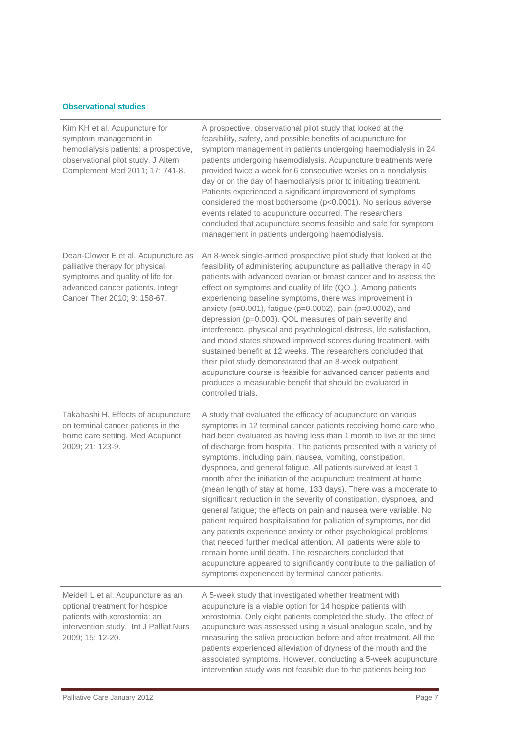### Observational studies

| | |
|---|---|
| Kim KH et al. Acupuncture for symptom management in hemodialysis patients: a prospective, observational pilot study. J Altern Complement Med 2011; 17: 741-8. | A prospective, observational pilot study that looked at the feasibility, safety, and possible benefits of acupuncture for symptom management in patients undergoing haemodialysis in 24 patients undergoing haemodialysis. Acupuncture treatments were provided twice a week for 6 consecutive weeks on a nondialysis day or on the day of haemodialysis prior to initiating treatment. Patients experienced a significant improvement of symptoms considered the most bothersome ($p<0.0001$). No serious adverse events related to acupuncture occurred. The researchers concluded that acupuncture seems feasible and safe for symptom management in patients undergoing haemodialysis. |
| Dean-Clower E et al. Acupuncture as palliative therapy for physical symptoms and quality of life for advanced cancer patients. Integr Cancer Ther 2010; 9: 158-67. | An 8-week single-armed prospective pilot study that looked at the feasibility of administering acupuncture as palliative therapy in 40 patients with advanced ovarian or breast cancer and to assess the effect on symptoms and quality of life (QOL). Among patients experiencing baseline symptoms, there was improvement in anxiety ($p=0.001$), fatigue ($p=0.0002$), pain ($p=0.0002$), and depression ($p=0.003$). QOL measures of pain severity and interference, physical and psychological distress, life satisfaction, and mood states showed improved scores during treatment, with sustained benefit at 12 weeks. The researchers concluded that their pilot study demonstrated that an 8-week outpatient acupuncture course is feasible for advanced cancer patients and produces a measurable benefit that should be evaluated in controlled trials. |
| Takahashi H. Effects of acupuncture on terminal cancer patients in the home care setting. Med Acupunct 2009; 21: 123-9. | A study that evaluated the efficacy of acupuncture on various symptoms in 12 terminal cancer patients receiving home care who had been evaluated as having less than 1 month to live at the time of discharge from hospital. The patients presented with a variety of symptoms, including pain, nausea, vomiting, constipation, dyspnoea, and general fatigue. All patients survived at least 1 month after the initiation of the acupuncture treatment at home (mean length of stay at home, 133 days). There was a moderate to significant reduction in the severity of constipation, dyspnoea, and general fatigue; the effects on pain and nausea were variable. No patient required hospitalisation for palliation of symptoms, nor did any patients experience anxiety or other psychological problems that needed further medical attention. All patients were able to remain home until death. The researchers concluded that acupuncture appeared to significantly contribute to the palliation of symptoms experienced by terminal cancer patients. |
| Meidell L et al. Acupuncture as an optional treatment for hospice patients with xerostomia: an intervention study. Int J Palliat Nurs 2009; 15: 12-20. | A 5-week study that investigated whether treatment with acupuncture is a viable option for 14 hospice patients with xerostomia. Only eight patients completed the study. The effect of acupuncture was assessed using a visual analogue scale, and by measuring the saliva production before and after treatment. All the patients experienced alleviation of dryness of the mouth and the associated symptoms. However, conducting a 5-week acupuncture intervention study was not feasible due to the patients being too |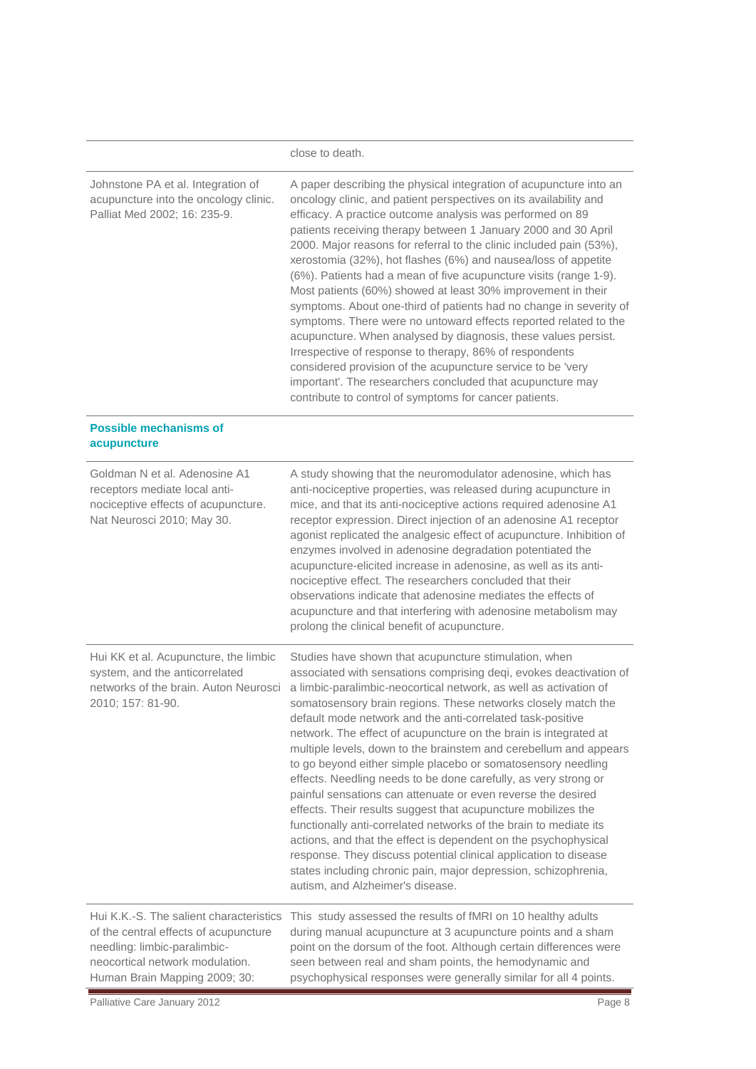| | |
|---|---|
| | close to death. |
| Johnstone PA et al. Integration of acupuncture into the oncology clinic. Palliat Med 2002; 16: 235-9. | A paper describing the physical integration of acupuncture into an oncology clinic, and patient perspectives on its availability and efficacy. A practice outcome analysis was performed on 89 patients receiving therapy between 1 January 2000 and 30 April 2000. Major reasons for referral to the clinic included pain (53%), xerostomia (32%), hot flashes (6%) and nausea/loss of appetite (6%). Patients had a mean of five acupuncture visits (range 1-9). Most patients (60%) showed at least 30% improvement in their symptoms. About one-third of patients had no change in severity of symptoms. There were no untoward effects reported related to the acupuncture. When analysed by diagnosis, these values persist. Irrespective of response to therapy, 86% of respondents considered provision of the acupuncture service to be 'very important'. The researchers concluded that acupuncture may contribute to control of symptoms for cancer patients. |
| **Possible mechanisms of acupuncture** | |
| Goldman N et al. Adenosine A1 receptors mediate local anti-nociceptive effects of acupuncture. Nat Neurosci 2010; May 30. | A study showing that the neuromodulator adenosine, which has anti-nociceptive properties, was released during acupuncture in mice, and that its anti-nociceptive actions required adenosine A1 receptor expression. Direct injection of an adenosine A1 receptor agonist replicated the analgesic effect of acupuncture. Inhibition of enzymes involved in adenosine degradation potentiated the acupuncture-elicited increase in adenosine, as well as its anti-nociceptive effect. The researchers concluded that their observations indicate that adenosine mediates the effects of acupuncture and that interfering with adenosine metabolism may prolong the clinical benefit of acupuncture. |
| Hui KK et al. Acupuncture, the limbic system, and the anticorrelated networks of the brain. Auton Neurosci 2010; 157: 81-90. | Studies have shown that acupuncture stimulation, when associated with sensations comprising deqi, evokes deactivation of a limbic-paralimbic-neocortical network, as well as activation of somatosensory brain regions. These networks closely match the default mode network and the anti-correlated task-positive network. The effect of acupuncture on the brain is integrated at multiple levels, down to the brainstem and cerebellum and appears to go beyond either simple placebo or somatosensory needling effects. Needling needs to be done carefully, as very strong or painful sensations can attenuate or even reverse the desired effects. Their results suggest that acupuncture mobilizes the functionally anti-correlated networks of the brain to mediate its actions, and that the effect is dependent on the psychophysical response. They discuss potential clinical application to disease states including chronic pain, major depression, schizophrenia, autism, and Alzheimer's disease. |
| Hui K.K.-S. The salient characteristics of the central effects of acupuncture needling: limbic-paralimbic-neocortical network modulation. Human Brain Mapping 2009; 30: | This study assessed the results of fMRI on 10 healthy adults during manual acupuncture at 3 acupuncture points and a sham point on the dorsum of the foot. Although certain differences were seen between real and sham points, the hemodynamic and psychophysical responses were generally similar for all 4 points. |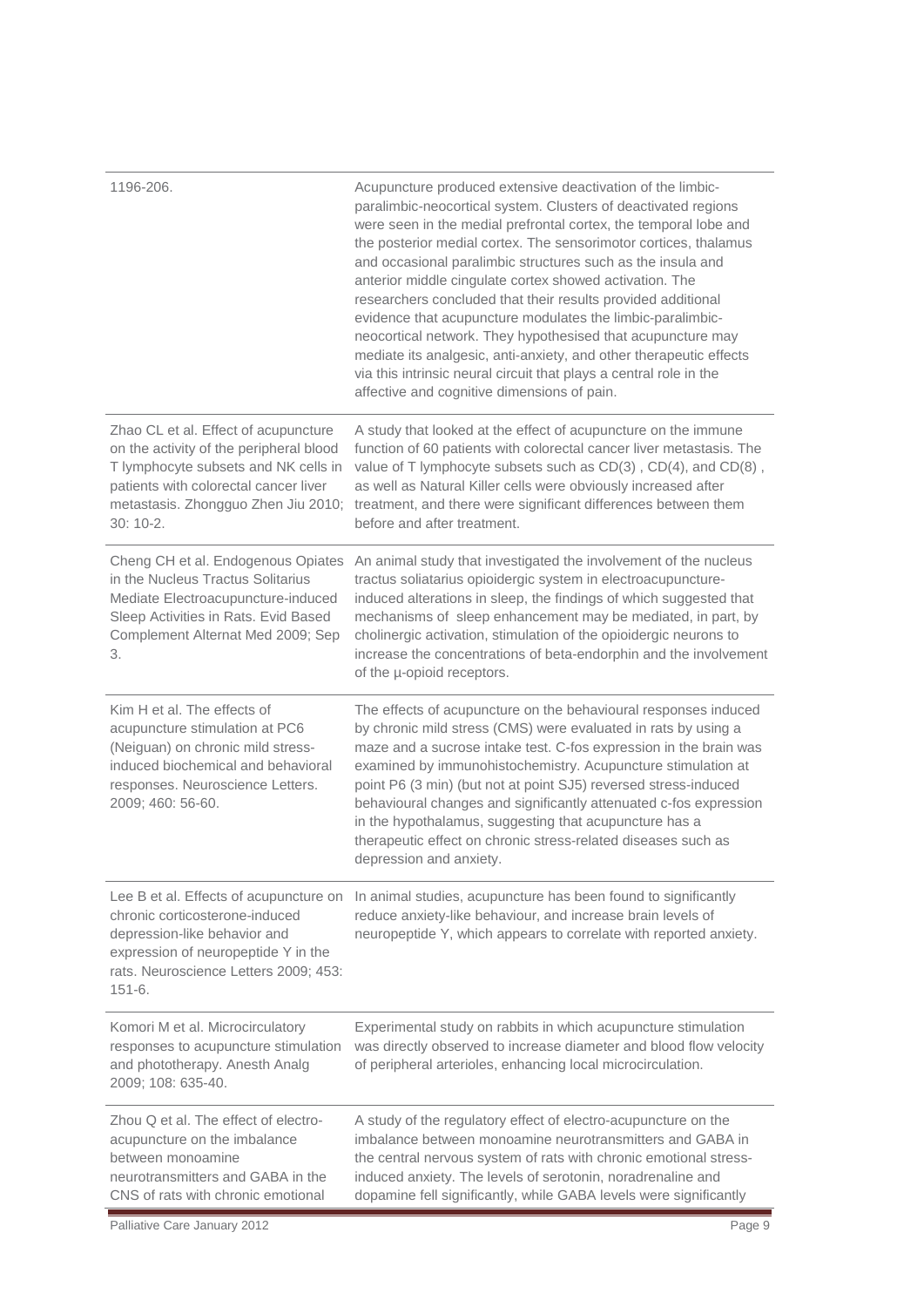| | |
|---|---|
| 1196-206. | Acupuncture produced extensive deactivation of the limbic-paralimbic-neocortical system. Clusters of deactivated regions were seen in the medial prefrontal cortex, the temporal lobe and the posterior medial cortex. The sensorimotor cortices, thalamus and occasional paralimbic structures such as the insula and anterior middle cingulate cortex showed activation. The researchers concluded that their results provided additional evidence that acupuncture modulates the limbic-paralimbic-neocortical network. They hypothesised that acupuncture may mediate its analgesic, anti-anxiety, and other therapeutic effects via this intrinsic neural circuit that plays a central role in the affective and cognitive dimensions of pain. |
| Zhao CL et al. Effect of acupuncture on the activity of the peripheral blood T lymphocyte subsets and NK cells in patients with colorectal cancer liver metastasis. Zhongguo Zhen Jiu 2010; 30: 10-2. | A study that looked at the effect of acupuncture on the immune function of 60 patients with colorectal cancer liver metastasis. The value of T lymphocyte subsets such as CD(3) , CD(4), and CD(8) , as well as Natural Killer cells were obviously increased after treatment, and there were significant differences between them before and after treatment. |
| Cheng CH et al. Endogenous Opiates in the Nucleus Tractus Solitarius Mediate Electroacupuncture-induced Sleep Activities in Rats. Evid Based Complement Alternat Med 2009; Sep 3. | An animal study that investigated the involvement of the nucleus tractus soliatarius opioidergic system in electroacupuncture-induced alterations in sleep, the findings of which suggested that mechanisms of sleep enhancement may be mediated, in part, by cholinergic activation, stimulation of the opioidergic neurons to increase the concentrations of beta-endorphin and the involvement of the µ-opioid receptors. |
| Kim H et al. The effects of acupuncture stimulation at PC6 (Neiguan) on chronic mild stress-induced biochemical and behavioral responses. Neuroscience Letters. 2009; 460: 56-60. | The effects of acupuncture on the behavioural responses induced by chronic mild stress (CMS) were evaluated in rats by using a maze and a sucrose intake test. C-fos expression in the brain was examined by immunohistochemistry. Acupuncture stimulation at point P6 (3 min) (but not at point SJ5) reversed stress-induced behavioural changes and significantly attenuated c-fos expression in the hypothalamus, suggesting that acupuncture has a therapeutic effect on chronic stress-related diseases such as depression and anxiety. |
| Lee B et al. Effects of acupuncture on chronic corticosterone-induced depression-like behavior and expression of neuropeptide Y in the rats. Neuroscience Letters 2009; 453: 151-6. | In animal studies, acupuncture has been found to significantly reduce anxiety-like behaviour, and increase brain levels of neuropeptide Y, which appears to correlate with reported anxiety. |
| Komori M et al. Microcirculatory responses to acupuncture stimulation and phototherapy. Anesth Analg 2009; 108: 635-40. | Experimental study on rabbits in which acupuncture stimulation was directly observed to increase diameter and blood flow velocity of peripheral arterioles, enhancing local microcirculation. |
| Zhou Q et al. The effect of electro-acupuncture on the imbalance between monoamine neurotransmitters and GABA in the CNS of rats with chronic emotional | A study of the regulatory effect of electro-acupuncture on the imbalance between monoamine neurotransmitters and GABA in the central nervous system of rats with chronic emotional stress-induced anxiety. The levels of serotonin, noradrenaline and dopamine fell significantly, while GABA levels were significantly |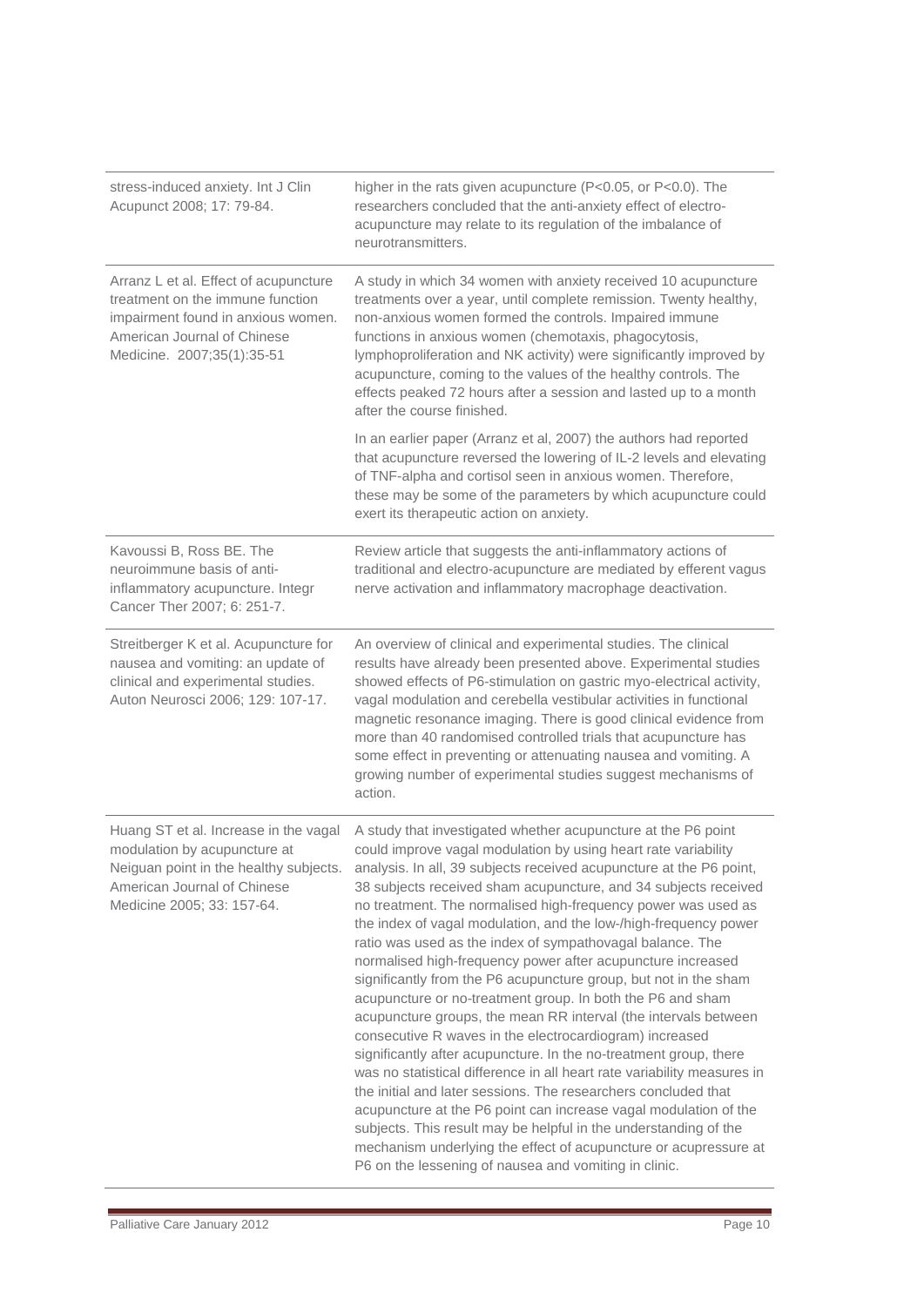| | |
|---|---|
| stress-induced anxiety. Int J Clin Acupunct 2008; 17: 79-84. | higher in the rats given acupuncture ($P<0.05$, or $P<0.0$). The researchers concluded that the anti-anxiety effect of electro-acupuncture may relate to its regulation of the imbalance of neurotransmitters. |
| Arranz L et al. Effect of acupuncture treatment on the immune function impairment found in anxious women. American Journal of Chinese Medicine. 2007;35(1):35-51 | A study in which 34 women with anxiety received 10 acupuncture treatments over a year, until complete remission. Twenty healthy, non-anxious women formed the controls. Impaired immune functions in anxious women (chemotaxis, phagocytosis, lymphoproliferation and NK activity) were significantly improved by acupuncture, coming to the values of the healthy controls. The effects peaked 72 hours after a session and lasted up to a month after the course finished.<br><br>In an earlier paper (Arranz et al, 2007) the authors had reported that acupuncture reversed the lowering of IL-2 levels and elevating of TNF-alpha and cortisol seen in anxious women. Therefore, these may be some of the parameters by which acupuncture could exert its therapeutic action on anxiety. |
| Kavoussi B, Ross BE. The neuroimmune basis of anti-inflammatory acupuncture. Integr Cancer Ther 2007; 6: 251-7. | Review article that suggests the anti-inflammatory actions of traditional and electro-acupuncture are mediated by efferent vagus nerve activation and inflammatory macrophage deactivation. |
| Streitberger K et al. Acupuncture for nausea and vomiting: an update of clinical and experimental studies. Auton Neurosci 2006; 129: 107-17. | An overview of clinical and experimental studies. The clinical results have already been presented above. Experimental studies showed effects of P6-stimulation on gastric myo-electrical activity, vagal modulation and cerebella vestibular activities in functional magnetic resonance imaging. There is good clinical evidence from more than 40 randomised controlled trials that acupuncture has some effect in preventing or attenuating nausea and vomiting. A growing number of experimental studies suggest mechanisms of action. |
| Huang ST et al. Increase in the vagal modulation by acupuncture at Neiguan point in the healthy subjects. American Journal of Chinese Medicine 2005; 33: 157-64. | A study that investigated whether acupuncture at the P6 point could improve vagal modulation by using heart rate variability analysis. In all, 39 subjects received acupuncture at the P6 point, 38 subjects received sham acupuncture, and 34 subjects received no treatment. The normalised high-frequency power was used as the index of vagal modulation, and the low-/high-frequency power ratio was used as the index of sympathovagal balance. The normalised high-frequency power after acupuncture increased significantly from the P6 acupuncture group, but not in the sham acupuncture or no-treatment group. In both the P6 and sham acupuncture groups, the mean RR interval (the intervals between consecutive R waves in the electrocardiogram) increased significantly after acupuncture. In the no-treatment group, there was no statistical difference in all heart rate variability measures in the initial and later sessions. The researchers concluded that acupuncture at the P6 point can increase vagal modulation of the subjects. This result may be helpful in the understanding of the mechanism underlying the effect of acupuncture or acupressure at P6 on the lessening of nausea and vomiting in clinic. |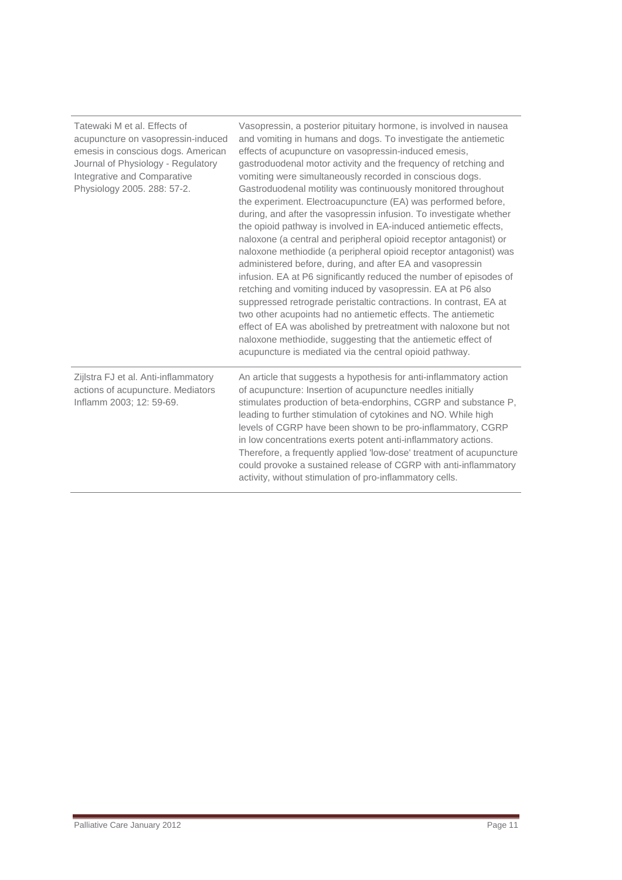| | |
|---|---|
| Tatewaki M et al. Effects of acupuncture on vasopressin-induced emesis in conscious dogs. American Journal of Physiology - Regulatory Integrative and Comparative Physiology 2005. 288: 57-2. | Vasopressin, a posterior pituitary hormone, is involved in nausea and vomiting in humans and dogs. To investigate the antiemetic effects of acupuncture on vasopressin-induced emesis, gastroduodenal motor activity and the frequency of retching and vomiting were simultaneously recorded in conscious dogs. Gastroduodenal motility was continuously monitored throughout the experiment. Electroacupuncture (EA) was performed before, during, and after the vasopressin infusion. To investigate whether the opioid pathway is involved in EA-induced antiemetic effects, naloxone (a central and peripheral opioid receptor antagonist) or naloxone methiodide (a peripheral opioid receptor antagonist) was administered before, during, and after EA and vasopressin infusion. EA at P6 significantly reduced the number of episodes of retching and vomiting induced by vasopressin. EA at P6 also suppressed retrograde peristaltic contractions. In contrast, EA at two other acupoints had no antiemetic effects. The antiemetic effect of EA was abolished by pretreatment with naloxone but not naloxone methiodide, suggesting that the antiemetic effect of acupuncture is mediated via the central opioid pathway. |
| Zijlstra FJ et al. Anti-inflammatory actions of acupuncture. Mediators Inflamm 2003; 12: 59-69. | An article that suggests a hypothesis for anti-inflammatory action of acupuncture: Insertion of acupuncture needles initially stimulates production of beta-endorphins, CGRP and substance P, leading to further stimulation of cytokines and NO. While high levels of CGRP have been shown to be pro-inflammatory, CGRP in low concentrations exerts potent anti-inflammatory actions. Therefore, a frequently applied 'low-dose' treatment of acupuncture could provoke a sustained release of CGRP with anti-inflammatory activity, without stimulation of pro-inflammatory cells. |